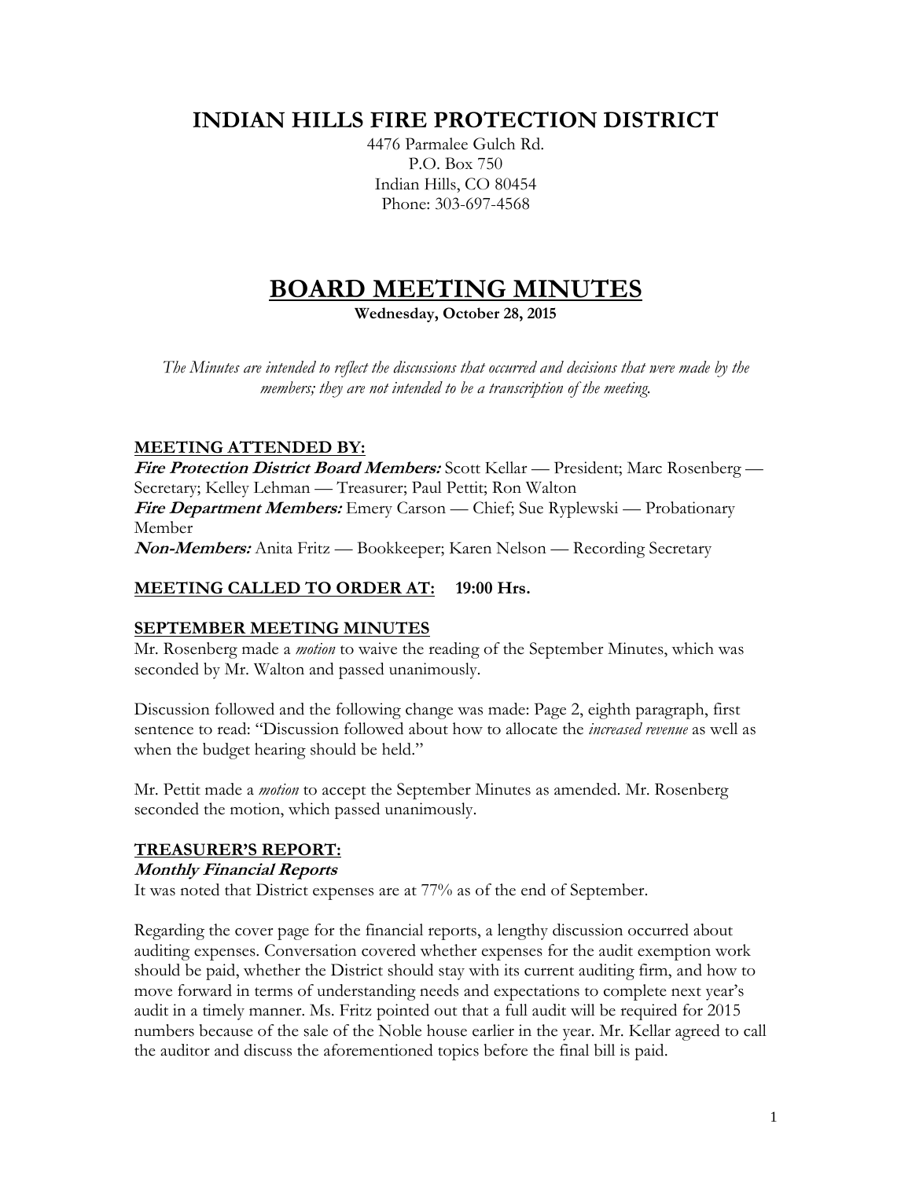# INDIAN HILLS FIRE PROTECTION DISTRICT

4476 Parmalee Gulch Rd.
P.O. Box 750
Indian Hills, CO 80454
Phone: 303-697-4568

# BOARD MEETING MINUTES

**Wednesday, October 28, 2015**

*The Minutes are intended to reflect the discussions that occurred and decisions that were made by the members; they are not intended to be a transcription of the meeting.*

## MEETING ATTENDED BY:

***Fire Protection District Board Members:*** Scott Kellar — President; Marc Rosenberg — Secretary; Kelley Lehman — Treasurer; Paul Pettit; Ron Walton
***Fire Department Members:*** Emery Carson — Chief; Sue Ryplewski — Probationary Member
***Non-Members:*** Anita Fritz — Bookkeeper; Karen Nelson — Recording Secretary

## MEETING CALLED TO ORDER AT: 19:00 Hrs.

## SEPTEMBER MEETING MINUTES

Mr. Rosenberg made a *motion* to waive the reading of the September Minutes, which was seconded by Mr. Walton and passed unanimously.

Discussion followed and the following change was made: Page 2, eighth paragraph, first sentence to read: "Discussion followed about how to allocate the *increased revenue* as well as when the budget hearing should be held."

Mr. Pettit made a *motion* to accept the September Minutes as amended. Mr. Rosenberg seconded the motion, which passed unanimously.

## TREASURER'S REPORT:

### *Monthly Financial Reports*

It was noted that District expenses are at 77% as of the end of September.

Regarding the cover page for the financial reports, a lengthy discussion occurred about auditing expenses. Conversation covered whether expenses for the audit exemption work should be paid, whether the District should stay with its current auditing firm, and how to move forward in terms of understanding needs and expectations to complete next year's audit in a timely manner. Ms. Fritz pointed out that a full audit will be required for 2015 numbers because of the sale of the Noble house earlier in the year. Mr. Kellar agreed to call the auditor and discuss the aforementioned topics before the final bill is paid.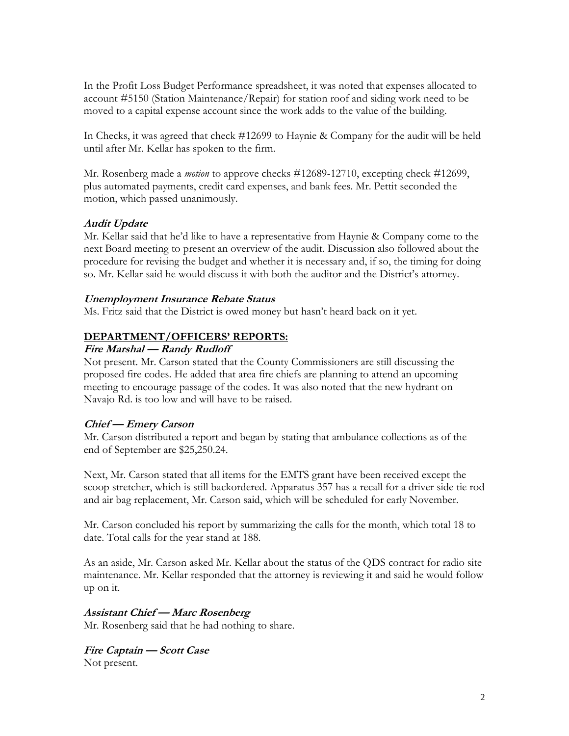In the Profit Loss Budget Performance spreadsheet, it was noted that expenses allocated to account #5150 (Station Maintenance/Repair) for station roof and siding work need to be moved to a capital expense account since the work adds to the value of the building.

In Checks, it was agreed that check #12699 to Haynie & Company for the audit will be held until after Mr. Kellar has spoken to the firm.

Mr. Rosenberg made a *motion* to approve checks #12689-12710, excepting check #12699, plus automated payments, credit card expenses, and bank fees. Mr. Pettit seconded the motion, which passed unanimously.

***Audit Update***

Mr. Kellar said that he'd like to have a representative from Haynie & Company come to the next Board meeting to present an overview of the audit. Discussion also followed about the procedure for revising the budget and whether it is necessary and, if so, the timing for doing so. Mr. Kellar said he would discuss it with both the auditor and the District's attorney.

***Unemployment Insurance Rebate Status***

Ms. Fritz said that the District is owed money but hasn't heard back on it yet.

**DEPARTMENT/OFFICERS' REPORTS:**

***Fire Marshal — Randy Rudloff***

Not present. Mr. Carson stated that the County Commissioners are still discussing the proposed fire codes. He added that area fire chiefs are planning to attend an upcoming meeting to encourage passage of the codes. It was also noted that the new hydrant on Navajo Rd. is too low and will have to be raised.

***Chief — Emery Carson***

Mr. Carson distributed a report and began by stating that ambulance collections as of the end of September are $25,250.24.

Next, Mr. Carson stated that all items for the EMTS grant have been received except the scoop stretcher, which is still backordered. Apparatus 357 has a recall for a driver side tie rod and air bag replacement, Mr. Carson said, which will be scheduled for early November.

Mr. Carson concluded his report by summarizing the calls for the month, which total 18 to date. Total calls for the year stand at 188.

As an aside, Mr. Carson asked Mr. Kellar about the status of the QDS contract for radio site maintenance. Mr. Kellar responded that the attorney is reviewing it and said he would follow up on it.

***Assistant Chief — Marc Rosenberg***

Mr. Rosenberg said that he had nothing to share.

***Fire Captain — Scott Case***

Not present.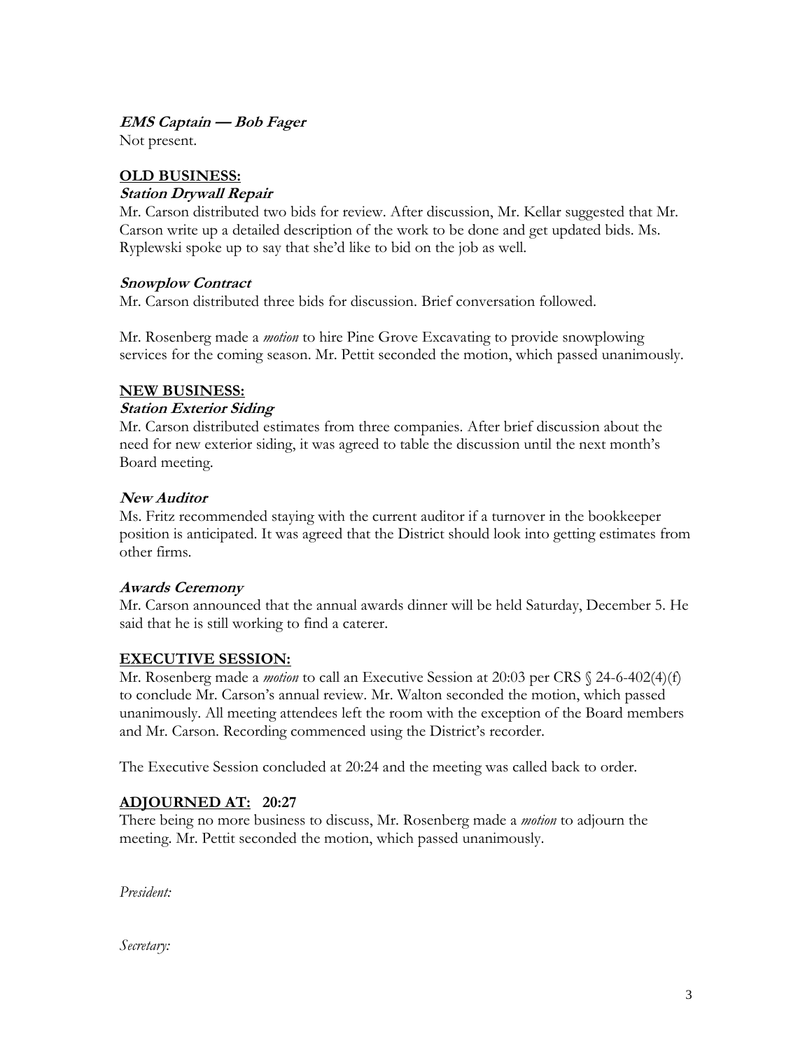**_EMS Captain — Bob Fager_**
Not present.

## OLD BUSINESS:

**_Station Drywall Repair_**
Mr. Carson distributed two bids for review. After discussion, Mr. Kellar suggested that Mr. Carson write up a detailed description of the work to be done and get updated bids. Ms. Ryplewski spoke up to say that she'd like to bid on the job as well.

**_Snowplow Contract_**
Mr. Carson distributed three bids for discussion. Brief conversation followed.

Mr. Rosenberg made a *motion* to hire Pine Grove Excavating to provide snowplowing services for the coming season. Mr. Pettit seconded the motion, which passed unanimously.

## NEW BUSINESS:

**_Station Exterior Siding_**
Mr. Carson distributed estimates from three companies. After brief discussion about the need for new exterior siding, it was agreed to table the discussion until the next month's Board meeting.

**_New Auditor_**
Ms. Fritz recommended staying with the current auditor if a turnover in the bookkeeper position is anticipated. It was agreed that the District should look into getting estimates from other firms.

**_Awards Ceremony_**
Mr. Carson announced that the annual awards dinner will be held Saturday, December 5. He said that he is still working to find a caterer.

## EXECUTIVE SESSION:

Mr. Rosenberg made a *motion* to call an Executive Session at 20:03 per CRS § 24-6-402(4)(f) to conclude Mr. Carson's annual review. Mr. Walton seconded the motion, which passed unanimously. All meeting attendees left the room with the exception of the Board members and Mr. Carson. Recording commenced using the District's recorder.

The Executive Session concluded at 20:24 and the meeting was called back to order.

## ADJOURNED AT: 20:27

There being no more business to discuss, Mr. Rosenberg made a *motion* to adjourn the meeting. Mr. Pettit seconded the motion, which passed unanimously.

*President:*

*Secretary:*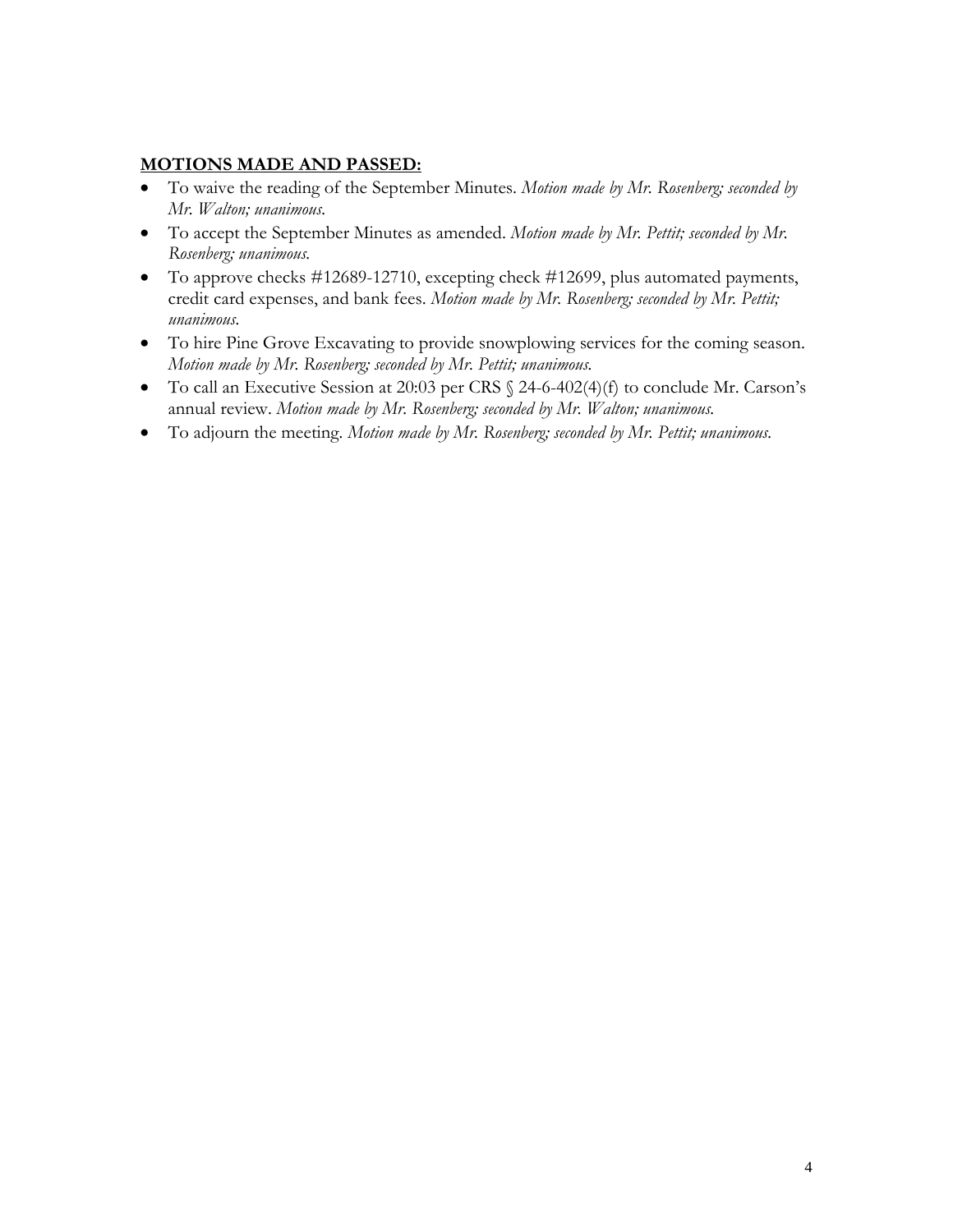**MOTIONS MADE AND PASSED:**

- To waive the reading of the September Minutes. *Motion made by Mr. Rosenberg; seconded by Mr. Walton; unanimous.*
- To accept the September Minutes as amended. *Motion made by Mr. Pettit; seconded by Mr. Rosenberg; unanimous.*
- To approve checks #12689-12710, excepting check #12699, plus automated payments, credit card expenses, and bank fees. *Motion made by Mr. Rosenberg; seconded by Mr. Pettit; unanimous.*
- To hire Pine Grove Excavating to provide snowplowing services for the coming season. *Motion made by Mr. Rosenberg; seconded by Mr. Pettit; unanimous.*
- To call an Executive Session at 20:03 per CRS § 24-6-402(4)(f) to conclude Mr. Carson's annual review. *Motion made by Mr. Rosenberg; seconded by Mr. Walton; unanimous.*
- To adjourn the meeting. *Motion made by Mr. Rosenberg; seconded by Mr. Pettit; unanimous.*